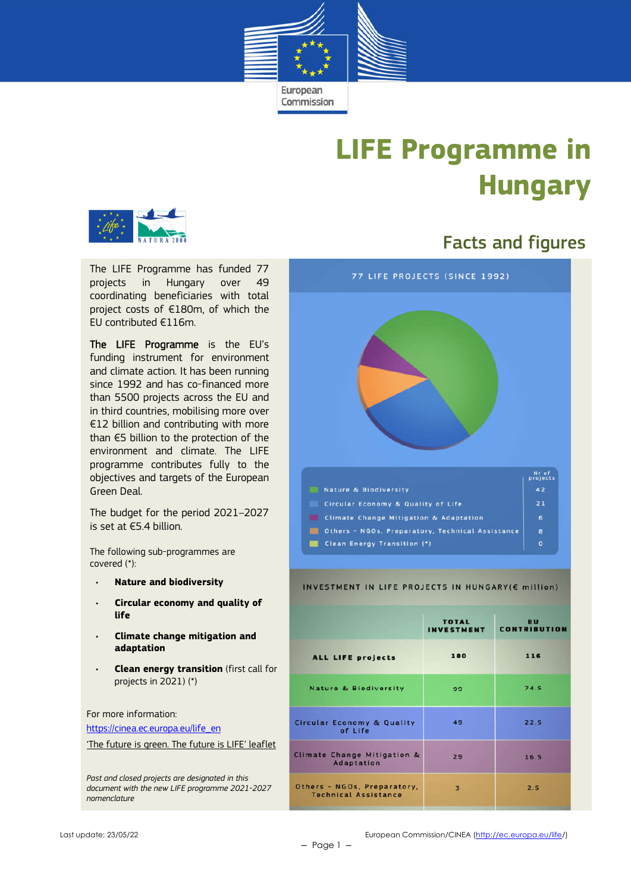# LIFE Programme in Hungary

## Facts and figures

The LIFE Programme has funded 77 projects in Hungary over 49 coordinating beneficiaries with total project costs of €180m, of which the EU contributed €116m.

**The LIFE Programme** is the EU's funding instrument for environment and climate action. It has been running since 1992 and has co-financed more than 5500 projects across the EU and in third countries, mobilising more over €12 billion and contributing with more than €5 billion to the protection of the environment and climate. The LIFE programme contributes fully to the objectives and targets of the European Green Deal.

The budget for the period 2021–2027 is set at €5.4 billion.

The following sub-programmes are covered (*):

- **Nature and biodiversity**
- **Circular economy and quality of life**
- **Climate change mitigation and adaptation**
- **Clean energy transition** (first call for projects in 2021) (*)

For more information:
https://cinea.ec.europa.eu/life_en
'The future is green. The future is LIFE' leaflet

*Past and closed projects are designated in this document with the new LIFE programme 2021-2027 nomenclature*

### 77 LIFE PROJECTS (SINCE 1992)

| | Nr of projects |
|---|---|
| Nature & Biodiversity | 42 |
| Circular Economy & Quality of Life | 21 |
| Climate Change Mitigation & Adaptation | 6 |
| Others - NGOs, Preparatory, Technical Assistance | 8 |
| Clean Energy Transition (*) | 0 |

### INVESTMENT IN LIFE PROJECTS IN HUNGARY (€ million)

| | TOTAL INVESTMENT | EU CONTRIBUTION |
|---|---|---|
| ALL LIFE projects | 180 | 116 |
| Nature & Biodiversity | 99 | 74.5 |
| Circular Economy & Quality of Life | 49 | 22.5 |
| Climate Change Mitigation & Adaptation | 29 | 16.5 |
| Others - NGOs, Preparatory, Technical Assistance | 3 | 2.5 |

Last update: 23/05/22

European Commission/CINEA (http://ec.europa.eu/life/)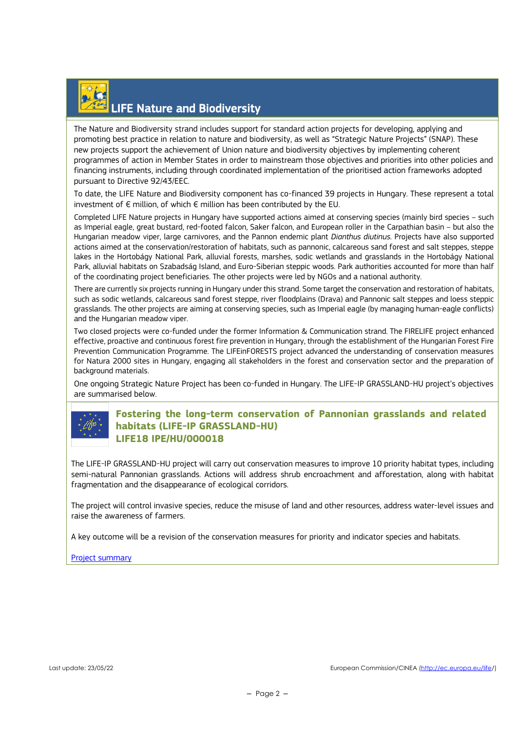## LIFE Nature and Biodiversity

The Nature and Biodiversity strand includes support for standard action projects for developing, applying and promoting best practice in relation to nature and biodiversity, as well as "Strategic Nature Projects" (SNAP). These new projects support the achievement of Union nature and biodiversity objectives by implementing coherent programmes of action in Member States in order to mainstream those objectives and priorities into other policies and financing instruments, including through coordinated implementation of the prioritised action frameworks adopted pursuant to Directive 92/43/EEC.

To date, the LIFE Nature and Biodiversity component has co-financed 39 projects in Hungary. These represent a total investment of € million, of which € million has been contributed by the EU.

Completed LIFE Nature projects in Hungary have supported actions aimed at conserving species (mainly bird species – such as Imperial eagle, great bustard, red-footed falcon, Saker falcon, and European roller in the Carpathian basin – but also the Hungarian meadow viper, large carnivores, and the Pannon endemic plant *Dianthus diutinus*. Projects have also supported actions aimed at the conservation/restoration of habitats, such as pannonic, calcareous sand forest and salt steppes, steppe lakes in the Hortobágy National Park, alluvial forests, marshes, sodic wetlands and grasslands in the Hortobágy National Park, alluvial habitats on Szabadság Island, and Euro-Siberian steppic woods. Park authorities accounted for more than half of the coordinating project beneficiaries. The other projects were led by NGOs and a national authority.

There are currently six projects running in Hungary under this strand. Some target the conservation and restoration of habitats, such as sodic wetlands, calcareous sand forest steppe, river floodplains (Drava) and Pannonic salt steppes and loess steppic grasslands. The other projects are aiming at conserving species, such as Imperial eagle (by managing human-eagle conflicts) and the Hungarian meadow viper.

Two closed projects were co-funded under the former Information & Communication strand. The FIRELIFE project enhanced effective, proactive and continuous forest fire prevention in Hungary, through the establishment of the Hungarian Forest Fire Prevention Communication Programme. The LIFEinFORESTS project advanced the understanding of conservation measures for Natura 2000 sites in Hungary, engaging all stakeholders in the forest and conservation sector and the preparation of background materials.

One ongoing Strategic Nature Project has been co-funded in Hungary. The LIFE-IP GRASSLAND-HU project's objectives are summarised below.

### Fostering the long-term conservation of Pannonian grasslands and related habitats (LIFE-IP GRASSLAND-HU)
### LIFE18 IPE/HU/000018

The LIFE-IP GRASSLAND-HU project will carry out conservation measures to improve 10 priority habitat types, including semi-natural Pannonian grasslands. Actions will address shrub encroachment and afforestation, along with habitat fragmentation and the disappearance of ecological corridors.

The project will control invasive species, reduce the misuse of land and other resources, address water-level issues and raise the awareness of farmers.

A key outcome will be a revision of the conservation measures for priority and indicator species and habitats.

[Project summary]

Last update: 23/05/22 European Commission/CINEA (http://ec.europa.eu/life/)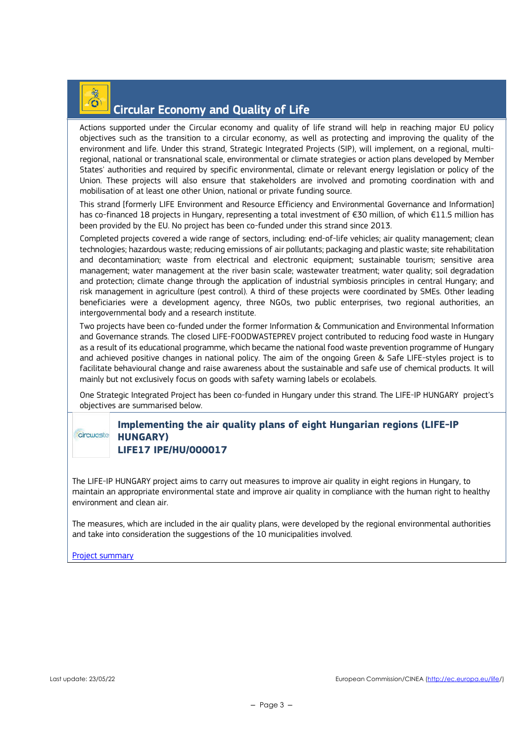# Circular Economy and Quality of Life

Actions supported under the Circular economy and quality of life strand will help in reaching major EU policy objectives such as the transition to a circular economy, as well as protecting and improving the quality of the environment and life. Under this strand, Strategic Integrated Projects (SIP), will implement, on a regional, multi-regional, national or transnational scale, environmental or climate strategies or action plans developed by Member States' authorities and required by specific environmental, climate or relevant energy legislation or policy of the Union. These projects will also ensure that stakeholders are involved and promoting coordination with and mobilisation of at least one other Union, national or private funding source.

This strand [formerly LIFE Environment and Resource Efficiency and Environmental Governance and Information] has co-financed 18 projects in Hungary, representing a total investment of €30 million, of which €11.5 million has been provided by the EU. No project has been co-funded under this strand since 2013.

Completed projects covered a wide range of sectors, including: end-of-life vehicles; air quality management; clean technologies; hazardous waste; reducing emissions of air pollutants; packaging and plastic waste; site rehabilitation and decontamination; waste from electrical and electronic equipment; sustainable tourism; sensitive area management; water management at the river basin scale; wastewater treatment; water quality; soil degradation and protection; climate change through the application of industrial symbiosis principles in central Hungary; and risk management in agriculture (pest control). A third of these projects were coordinated by SMEs. Other leading beneficiaries were a development agency, three NGOs, two public enterprises, two regional authorities, an intergovernmental body and a research institute.

Two projects have been co-funded under the former Information & Communication and Environmental Information and Governance strands. The closed LIFE-FOODWASTEPREV project contributed to reducing food waste in Hungary as a result of its educational programme, which became the national food waste prevention programme of Hungary and achieved positive changes in national policy. The aim of the ongoing Green & Safe LIFE-styles project is to facilitate behavioural change and raise awareness about the sustainable and safe use of chemical products. It will mainly but not exclusively focus on goods with safety warning labels or ecolabels.

One Strategic Integrated Project has been co-funded in Hungary under this strand. The LIFE-IP HUNGARY project's objectives are summarised below.

### Implementing the air quality plans of eight Hungarian regions (LIFE-IP HUNGARY)
### LIFE17 IPE/HU/000017

The LIFE-IP HUNGARY project aims to carry out measures to improve air quality in eight regions in Hungary, to maintain an appropriate environmental state and improve air quality in compliance with the human right to healthy environment and clean air.

The measures, which are included in the air quality plans, were developed by the regional environmental authorities and take into consideration the suggestions of the 10 municipalities involved.

Project summary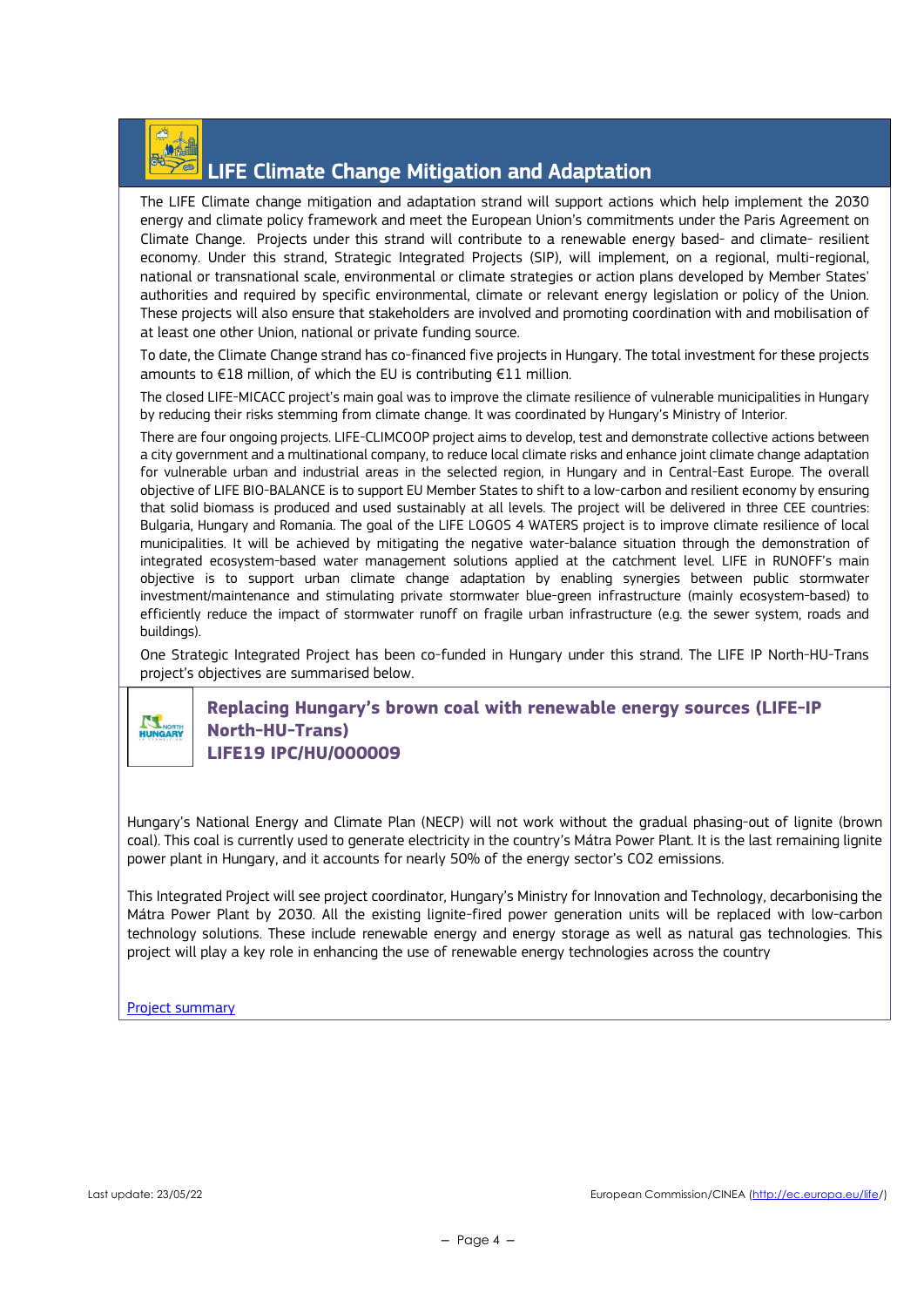## LIFE Climate Change Mitigation and Adaptation

The LIFE Climate change mitigation and adaptation strand will support actions which help implement the 2030 energy and climate policy framework and meet the European Union's commitments under the Paris Agreement on Climate Change. Projects under this strand will contribute to a renewable energy based- and climate- resilient economy. Under this strand, Strategic Integrated Projects (SIP), will implement, on a regional, multi-regional, national or transnational scale, environmental or climate strategies or action plans developed by Member States' authorities and required by specific environmental, climate or relevant energy legislation or policy of the Union. These projects will also ensure that stakeholders are involved and promoting coordination with and mobilisation of at least one other Union, national or private funding source.

To date, the Climate Change strand has co-financed five projects in Hungary. The total investment for these projects amounts to €18 million, of which the EU is contributing €11 million.

The closed LIFE-MICACC project's main goal was to improve the climate resilience of vulnerable municipalities in Hungary by reducing their risks stemming from climate change. It was coordinated by Hungary's Ministry of Interior.

There are four ongoing projects. LIFE-CLIMCOOP project aims to develop, test and demonstrate collective actions between a city government and a multinational company, to reduce local climate risks and enhance joint climate change adaptation for vulnerable urban and industrial areas in the selected region, in Hungary and in Central-East Europe. The overall objective of LIFE BIO-BALANCE is to support EU Member States to shift to a low-carbon and resilient economy by ensuring that solid biomass is produced and used sustainably at all levels. The project will be delivered in three CEE countries: Bulgaria, Hungary and Romania. The goal of the LIFE LOGOS 4 WATERS project is to improve climate resilience of local municipalities. It will be achieved by mitigating the negative water-balance situation through the demonstration of integrated ecosystem-based water management solutions applied at the catchment level. LIFE in RUNOFF's main objective is to support urban climate change adaptation by enabling synergies between public stormwater investment/maintenance and stimulating private stormwater blue-green infrastructure (mainly ecosystem-based) to efficiently reduce the impact of stormwater runoff on fragile urban infrastructure (e.g. the sewer system, roads and buildings).

One Strategic Integrated Project has been co-funded in Hungary under this strand. The LIFE IP North-HU-Trans project's objectives are summarised below.

### Replacing Hungary's brown coal with renewable energy sources (LIFE-IP North-HU-Trans)
### LIFE19 IPC/HU/000009

Hungary's National Energy and Climate Plan (NECP) will not work without the gradual phasing-out of lignite (brown coal). This coal is currently used to generate electricity in the country's Mátra Power Plant. It is the last remaining lignite power plant in Hungary, and it accounts for nearly 50% of the energy sector's $CO_2$ emissions.

This Integrated Project will see project coordinator, Hungary's Ministry for Innovation and Technology, decarbonising the Mátra Power Plant by 2030. All the existing lignite-fired power generation units will be replaced with low-carbon technology solutions. These include renewable energy and energy storage as well as natural gas technologies. This project will play a key role in enhancing the use of renewable energy technologies across the country

[Project summary]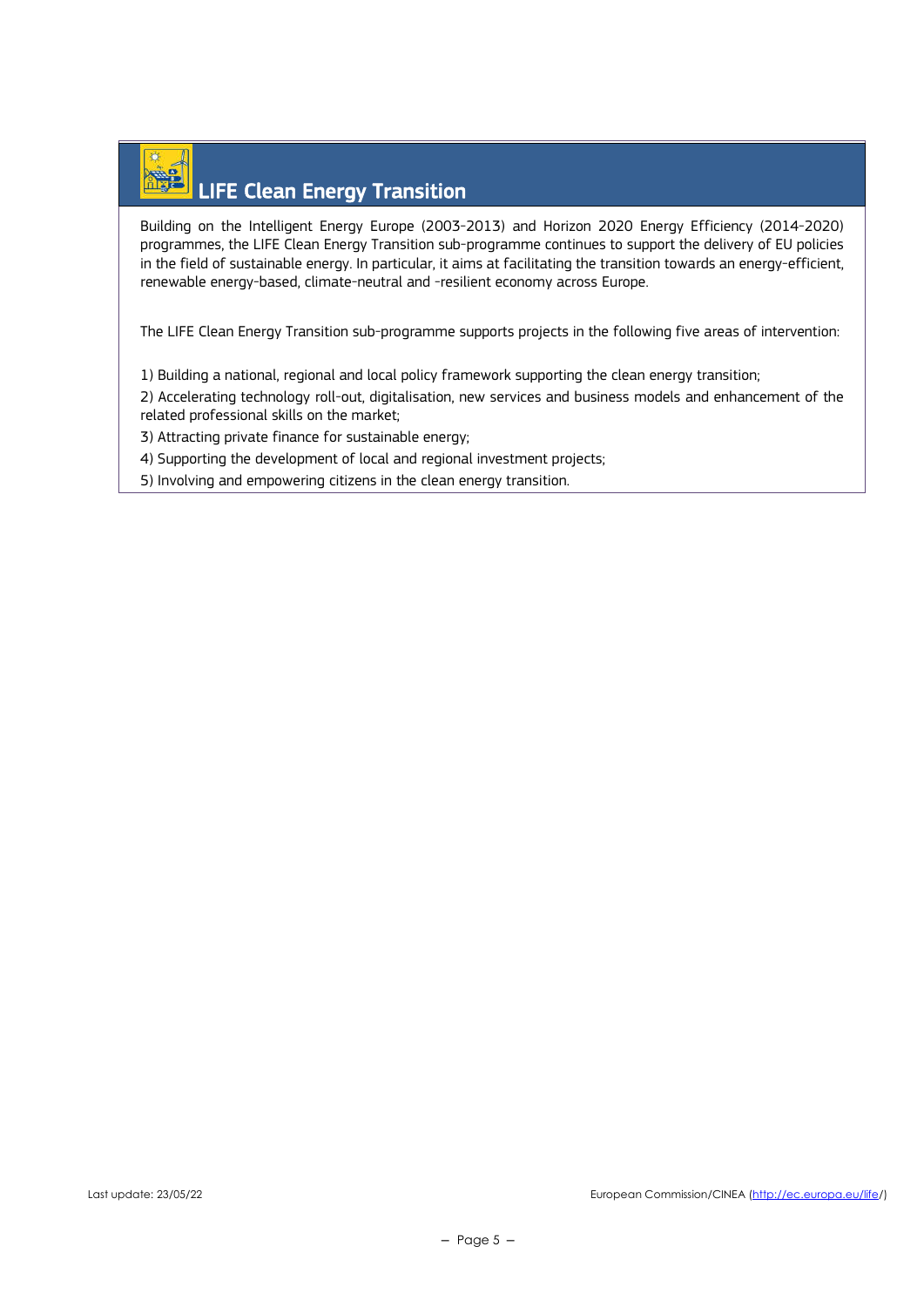## LIFE Clean Energy Transition

Building on the Intelligent Energy Europe (2003-2013) and Horizon 2020 Energy Efficiency (2014-2020) programmes, the LIFE Clean Energy Transition sub-programme continues to support the delivery of EU policies in the field of sustainable energy. In particular, it aims at facilitating the transition towards an energy-efficient, renewable energy-based, climate-neutral and -resilient economy across Europe.

The LIFE Clean Energy Transition sub-programme supports projects in the following five areas of intervention:

1) Building a national, regional and local policy framework supporting the clean energy transition;
2) Accelerating technology roll-out, digitalisation, new services and business models and enhancement of the related professional skills on the market;
3) Attracting private finance for sustainable energy;
4) Supporting the development of local and regional investment projects;
5) Involving and empowering citizens in the clean energy transition.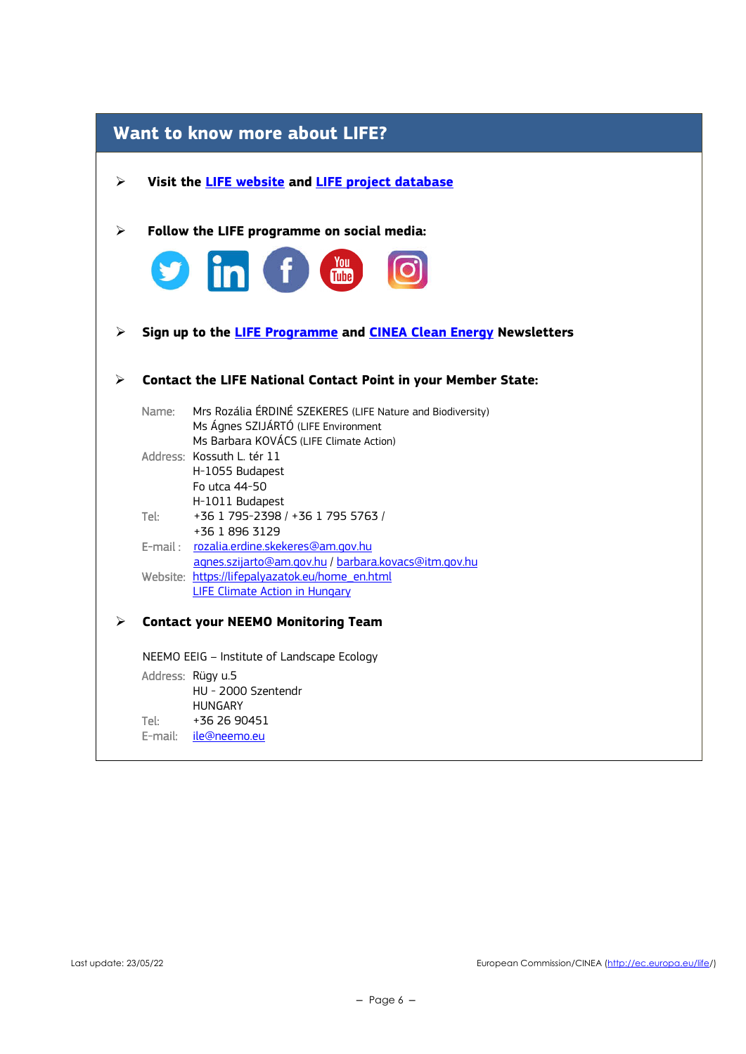## Want to know more about LIFE?

- **Visit the LIFE website and LIFE project database**

- **Follow the LIFE programme on social media:**

- **Sign up to the LIFE Programme and CINEA Clean Energy Newsletters**

- **Contact the LIFE National Contact Point in your Member State:**

Name: Mrs Rozália ÉRDINÉ SZEKERES (LIFE Nature and Biodiversity)
Ms Ágnes SZIJÁRTÓ (LIFE Environment
Ms Barbara KOVÁCS (LIFE Climate Action)
Address: Kossuth L. tér 11
H-1055 Budapest
Fo utca 44-50
H-1011 Budapest
Tel: +36 1 795-2398 / +36 1 795 5763 /
+36 1 896 3129
E-mail : rozalia.erdine.skekeres@am.gov.hu
agnes.szijarto@am.gov.hu / barbara.kovacs@itm.gov.hu
Website: https://lifepalyazatok.eu/home_en.html
LIFE Climate Action in Hungary

- **Contact your NEEMO Monitoring Team**

NEEMO EEIG – Institute of Landscape Ecology
Address: Rügy u.5
HU - 2000 Szentendr
HUNGARY
Tel: +36 26 90451
E-mail: ile@neemo.eu

Last update: 23/05/22

European Commission/CINEA (http://ec.europa.eu/life/)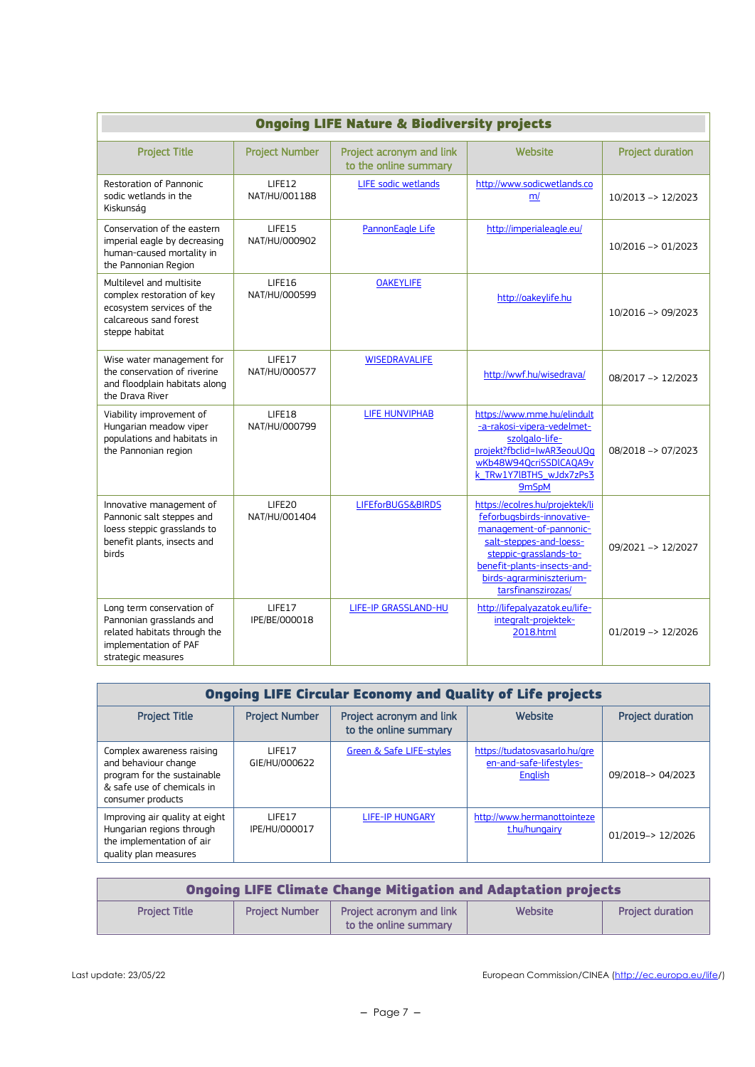| Ongoing LIFE Nature & Biodiversity projects | | | | |
|---|---|---|---|---|
| Project Title | Project Number | Project acronym and link to the online summary | Website | Project duration |
| Restoration of Pannonic sodic wetlands in the Kiskunság | LIFE12 NAT/HU/001188 | LIFE sodic wetlands | http://www.sodicwetlands.com/ | 10/2013 –> 12/2023 |
| Conservation of the eastern imperial eagle by decreasing human-caused mortality in the Pannonian Region | LIFE15 NAT/HU/000902 | PannonEagle Life | http://imperialeagle.eu/ | 10/2016 –> 01/2023 |
| Multilevel and multisite complex restoration of key ecosystem services of the calcareous sand forest steppe habitat | LIFE16 NAT/HU/000599 | OAKEYLIFE | http://oakeylife.hu | 10/2016 –> 09/2023 |
| Wise water management for the conservation of riverine and floodplain habitats along the Drava River | LIFE17 NAT/HU/000577 | WISEDRAVALIFE | http://wwf.hu/wisedrava/ | 08/2017 –> 12/2023 |
| Viability improvement of Hungarian meadow viper populations and habitats in the Pannonian region | LIFE18 NAT/HU/000799 | LIFE HUNVIPHAB | https://www.mme.hu/elindult-a-rakosi-vipera-vedelmet-szolgalo-life-projekt?fbclid=IwAR3eouUQgwKb48W94QcriSSDlCAQA9vk_TRw1Y7IBTHS_wJdx7zPs39mSpM | 08/2018 –> 07/2023 |
| Innovative management of Pannonic salt steppes and loess steppic grasslands to benefit plants, insects and birds | LIFE20 NAT/HU/001404 | LIFEforBUGS&BIRDS | https://ecolres.hu/projektek/lifeforbugsbirds-innovative-management-of-pannonic-salt-steppes-and-loess-steppic-grasslands-to-benefit-plants-insects-and-birds-agrarminiszterium-tarsfinanszirozas/ | 09/2021 –> 12/2027 |
| Long term conservation of Pannonian grasslands and related habitats through the implementation of PAF strategic measures | LIFE17 IPE/BE/000018 | LIFE-IP GRASSLAND-HU | http://lifepalyazatok.eu/life-integralt-projektek-2018.html | 01/2019 –> 12/2026 |

| Ongoing LIFE Circular Economy and Quality of Life projects | | | | |
|---|---|---|---|---|
| Project Title | Project Number | Project acronym and link to the online summary | Website | Project duration |
| Complex awareness raising and behaviour change program for the sustainable & safe use of chemicals in consumer products | LIFE17 GIE/HU/000622 | Green & Safe LIFE-styles | https://tudatosvasarlo.hu/green-and-safe-lifestyles-English | 09/2018–> 04/2023 |
| Improving air quality at eight Hungarian regions through the implementation of air quality plan measures | LIFE17 IPE/HU/000017 | LIFE-IP HUNGARY | http://www.hermanottointezet.hu/hungairy | 01/2019–> 12/2026 |

| Ongoing LIFE Climate Change Mitigation and Adaptation projects | | | | |
|---|---|---|---|---|
| Project Title | Project Number | Project acronym and link to the online summary | Website | Project duration |

Last update: 23/05/22

European Commission/CINEA (http://ec.europa.eu/life/)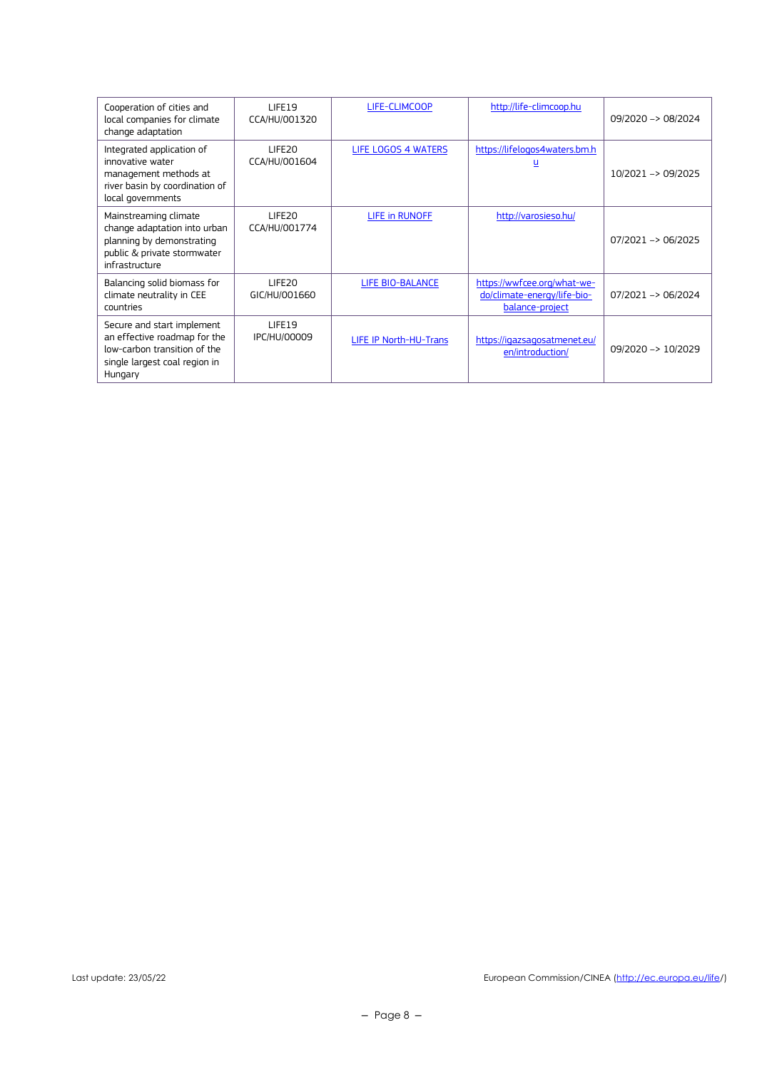| | | | | |
|---|---|---|---|---|
| Cooperation of cities and local companies for climate change adaptation | LIFE19 CCA/HU/001320 | LIFE-CLIMCOOP | http://life-climcoop.hu | 09/2020 –> 08/2024 |
| Integrated application of innovative water management methods at river basin by coordination of local governments | LIFE20 CCA/HU/001604 | LIFE LOGOS 4 WATERS | https://lifelogos4waters.bm.hu | 10/2021 –> 09/2025 |
| Mainstreaming climate change adaptation into urban planning by demonstrating public & private stormwater infrastructure | LIFE20 CCA/HU/001774 | LIFE in RUNOFF | http://varosieso.hu/ | 07/2021 –> 06/2025 |
| Balancing solid biomass for climate neutrality in CEE countries | LIFE20 GIC/HU/001660 | LIFE BIO-BALANCE | https://wwfcee.org/what-we-do/climate-energy/life-bio-balance-project | 07/2021 –> 06/2024 |
| Secure and start implement an effective roadmap for the low-carbon transition of the single largest coal region in Hungary | LIFE19 IPC/HU/00009 | LIFE IP North-HU-Trans | https://igazsagosatmenet.eu/en/introduction/ | 09/2020 –> 10/2029 |

Last update: 23/05/22

European Commission/CINEA (http://ec.europa.eu/life/)